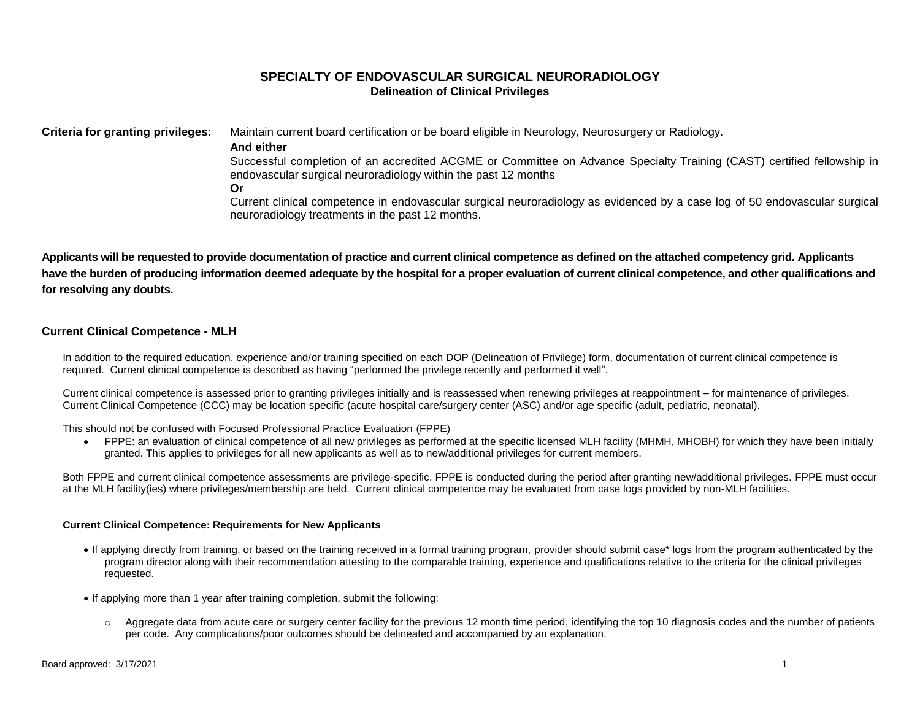# SPECIALTY OF ENDOVASCULAR SURGICAL NEURORADIOLOGY

## Delineation of Clinical Privileges

**Criteria for granting privileges:** Maintain current board certification or be board eligible in Neurology, Neurosurgery or Radiology.

**And either**

Successful completion of an accredited ACGME or Committee on Advance Specialty Training (CAST) certified fellowship in endovascular surgical neuroradiology within the past 12 months

**Or**

Current clinical competence in endovascular surgical neuroradiology as evidenced by a case log of 50 endovascular surgical neuroradiology treatments in the past 12 months.

**Applicants will be requested to provide documentation of practice and current clinical competence as defined on the attached competency grid. Applicants have the burden of producing information deemed adequate by the hospital for a proper evaluation of current clinical competence, and other qualifications and for resolving any doubts.**

### Current Clinical Competence - MLH

In addition to the required education, experience and/or training specified on each DOP (Delineation of Privilege) form, documentation of current clinical competence is required. Current clinical competence is described as having "performed the privilege recently and performed it well".

Current clinical competence is assessed prior to granting privileges initially and is reassessed when renewing privileges at reappointment – for maintenance of privileges. Current Clinical Competence (CCC) may be location specific (acute hospital care/surgery center (ASC) and/or age specific (adult, pediatric, neonatal).

This should not be confused with Focused Professional Practice Evaluation (FPPE)

- FPPE: an evaluation of clinical competence of all new privileges as performed at the specific licensed MLH facility (MHMH, MHOBH) for which they have been initially granted. This applies to privileges for all new applicants as well as to new/additional privileges for current members.

Both FPPE and current clinical competence assessments are privilege-specific. FPPE is conducted during the period after granting new/additional privileges. FPPE must occur at the MLH facility(ies) where privileges/membership are held. Current clinical competence may be evaluated from case logs provided by non-MLH facilities.

#### Current Clinical Competence: Requirements for New Applicants

- If applying directly from training, or based on the training received in a formal training program, provider should submit case* logs from the program authenticated by the program director along with their recommendation attesting to the comparable training, experience and qualifications relative to the criteria for the clinical privileges requested.
- If applying more than 1 year after training completion, submit the following:
  - Aggregate data from acute care or surgery center facility for the previous 12 month time period, identifying the top 10 diagnosis codes and the number of patients per code. Any complications/poor outcomes should be delineated and accompanied by an explanation.

Board approved: 3/17/2021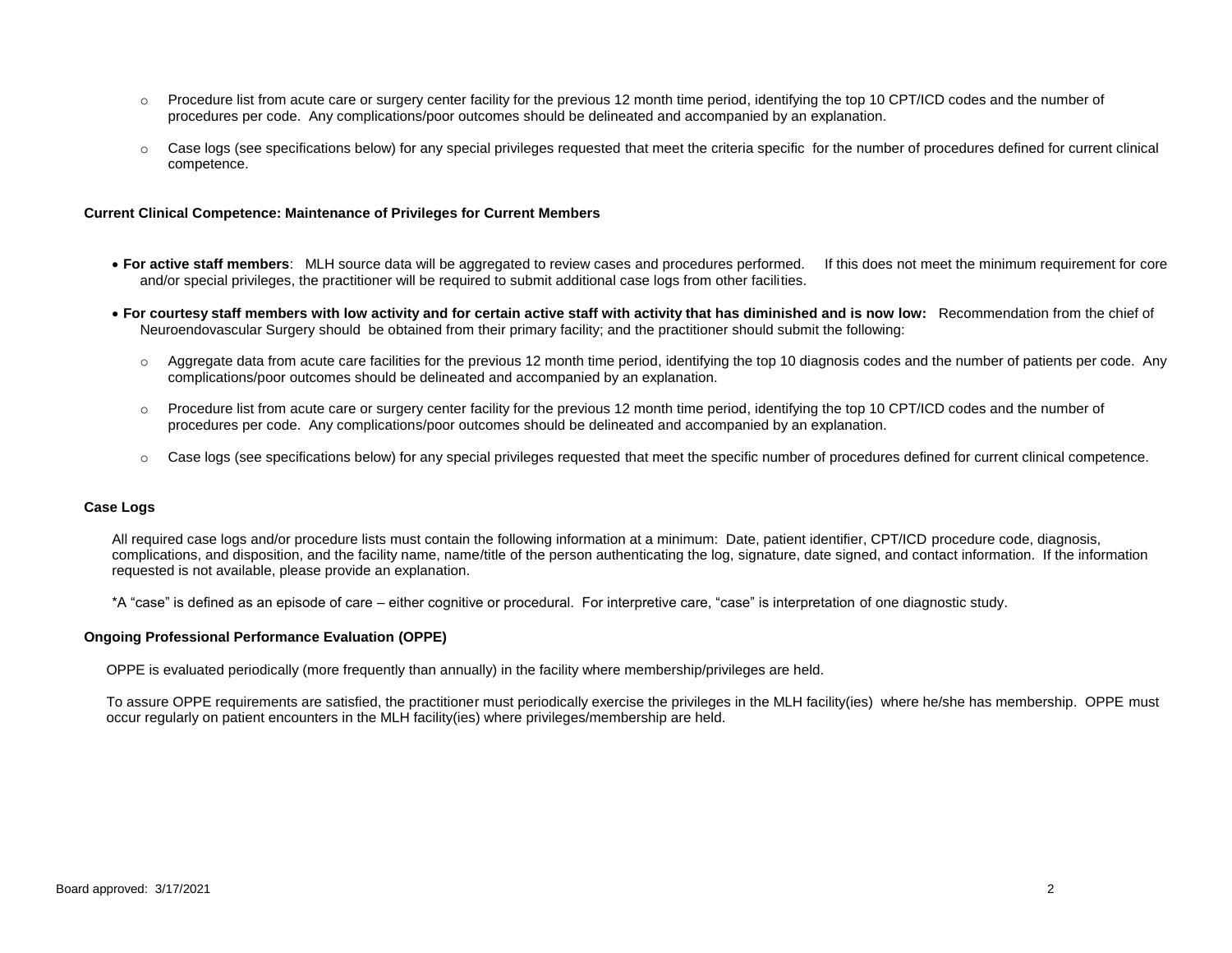- Procedure list from acute care or surgery center facility for the previous 12 month time period, identifying the top 10 CPT/ICD codes and the number of procedures per code. Any complications/poor outcomes should be delineated and accompanied by an explanation.

- Case logs (see specifications below) for any special privileges requested that meet the criteria specific for the number of procedures defined for current clinical competence.

### Current Clinical Competence: Maintenance of Privileges for Current Members

- **For active staff members**: MLH source data will be aggregated to review cases and procedures performed. If this does not meet the minimum requirement for core and/or special privileges, the practitioner will be required to submit additional case logs from other facilities.

- **For courtesy staff members with low activity and for certain active staff with activity that has diminished and is now low:** Recommendation from the chief of Neuroendovascular Surgery should be obtained from their primary facility; and the practitioner should submit the following:

  - Aggregate data from acute care facilities for the previous 12 month time period, identifying the top 10 diagnosis codes and the number of patients per code. Any complications/poor outcomes should be delineated and accompanied by an explanation.

  - Procedure list from acute care or surgery center facility for the previous 12 month time period, identifying the top 10 CPT/ICD codes and the number of procedures per code. Any complications/poor outcomes should be delineated and accompanied by an explanation.

  - Case logs (see specifications below) for any special privileges requested that meet the specific number of procedures defined for current clinical competence.

### Case Logs

All required case logs and/or procedure lists must contain the following information at a minimum: Date, patient identifier, CPT/ICD procedure code, diagnosis, complications, and disposition, and the facility name, name/title of the person authenticating the log, signature, date signed, and contact information. If the information requested is not available, please provide an explanation.

*A "case" is defined as an episode of care – either cognitive or procedural. For interpretive care, "case" is interpretation of one diagnostic study.

### Ongoing Professional Performance Evaluation (OPPE)

OPPE is evaluated periodically (more frequently than annually) in the facility where membership/privileges are held.

To assure OPPE requirements are satisfied, the practitioner must periodically exercise the privileges in the MLH facility(ies) where he/she has membership. OPPE must occur regularly on patient encounters in the MLH facility(ies) where privileges/membership are held.

Board approved: 3/17/2021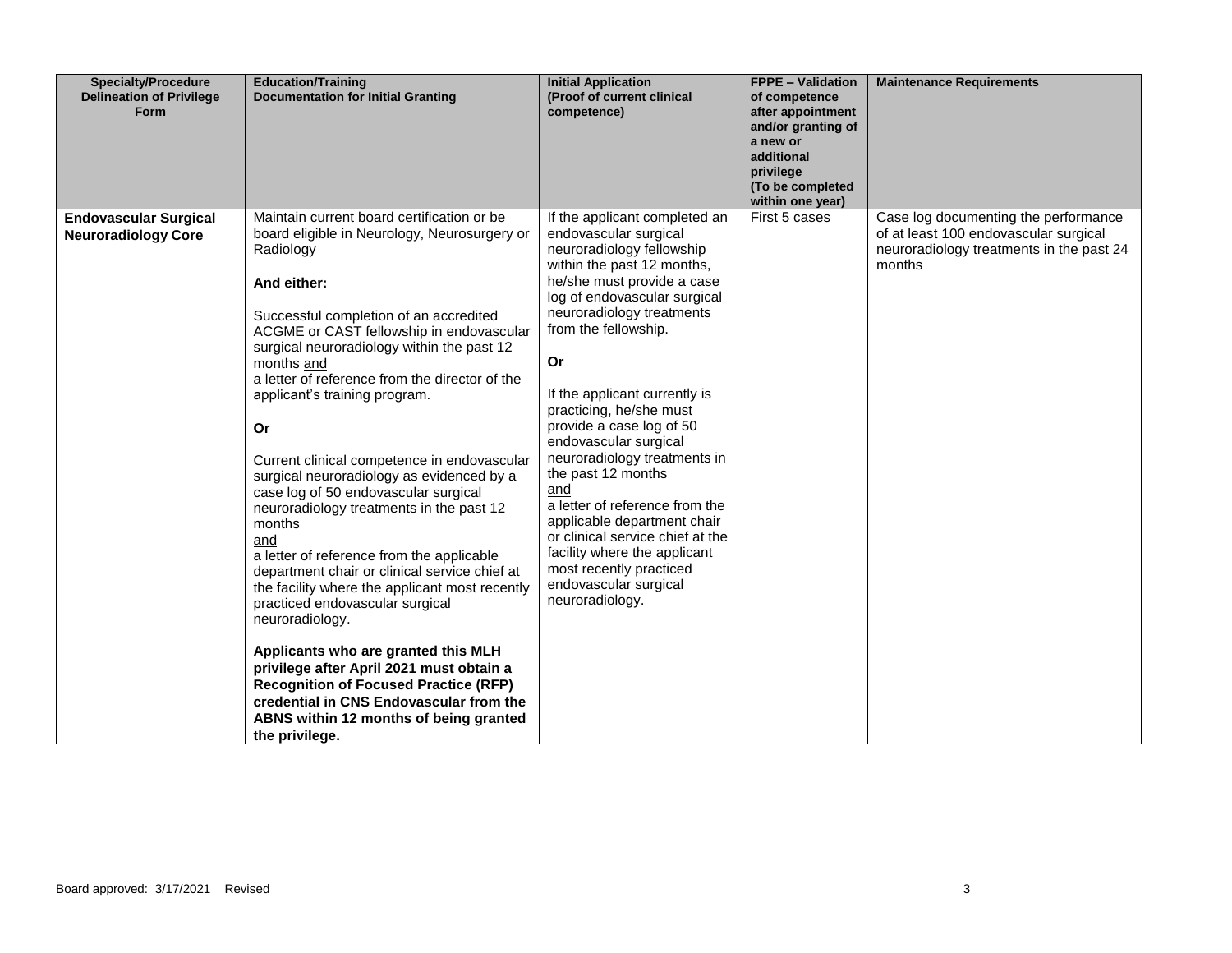| Specialty/Procedure Delineation of Privilege Form | Education/Training Documentation for Initial Granting | Initial Application (Proof of current clinical competence) | FPPE – Validation of competence after appointment and/or granting of a new or additional privilege (To be completed within one year) | Maintenance Requirements |
|---|---|---|---|---|
| **Endovascular Surgical Neuroradiology Core** | Maintain current board certification or be board eligible in Neurology, Neurosurgery or Radiology<br><br>**And either:**<br><br>Successful completion of an accredited ACGME or CAST fellowship in endovascular surgical neuroradiology within the past 12 months <u>and</u><br>a letter of reference from the director of the applicant's training program.<br><br>**Or**<br><br>Current clinical competence in endovascular surgical neuroradiology as evidenced by a case log of 50 endovascular surgical neuroradiology treatments in the past 12 months<br><u>and</u><br>a letter of reference from the applicable department chair or clinical service chief at the facility where the applicant most recently practiced endovascular surgical neuroradiology.<br><br>**Applicants who are granted this MLH privilege after April 2021 must obtain a Recognition of Focused Practice (RFP) credential in CNS Endovascular from the ABNS within 12 months of being granted the privilege.** | If the applicant completed an endovascular surgical neuroradiology fellowship within the past 12 months, he/she must provide a case log of endovascular surgical neuroradiology treatments from the fellowship.<br><br>**Or**<br><br>If the applicant currently is practicing, he/she must provide a case log of 50 endovascular surgical neuroradiology treatments in the past 12 months<br><u>and</u><br>a letter of reference from the applicable department chair or clinical service chief at the facility where the applicant most recently practiced endovascular surgical neuroradiology. | First 5 cases | Case log documenting the performance of at least 100 endovascular surgical neuroradiology treatments in the past 24 months |

Board approved: 3/17/2021 Revised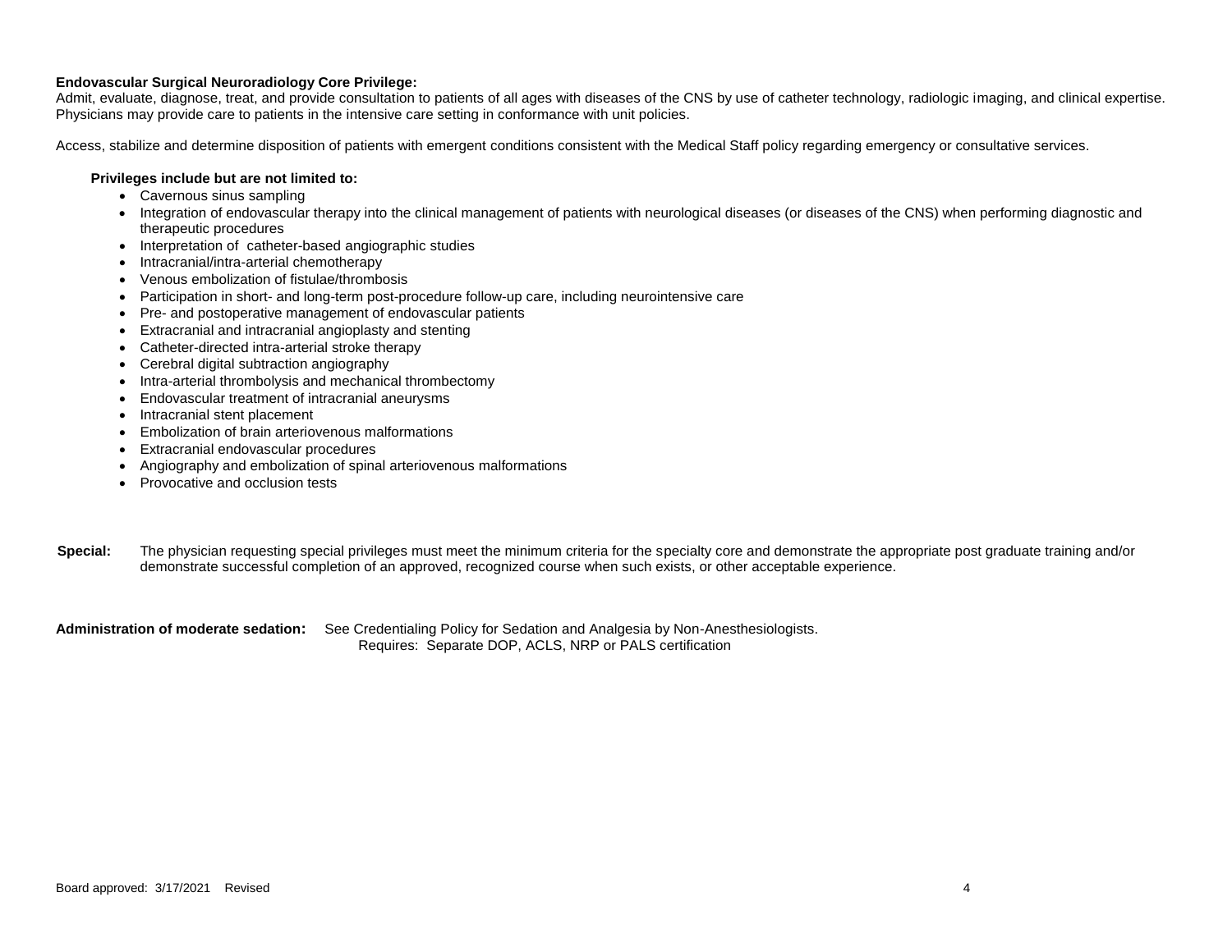**Endovascular Surgical Neuroradiology Core Privilege:**
Admit, evaluate, diagnose, treat, and provide consultation to patients of all ages with diseases of the CNS by use of catheter technology, radiologic imaging, and clinical expertise. Physicians may provide care to patients in the intensive care setting in conformance with unit policies.

Access, stabilize and determine disposition of patients with emergent conditions consistent with the Medical Staff policy regarding emergency or consultative services.

**Privileges include but are not limited to:**

- Cavernous sinus sampling
- Integration of endovascular therapy into the clinical management of patients with neurological diseases (or diseases of the CNS) when performing diagnostic and therapeutic procedures
- Interpretation of catheter-based angiographic studies
- Intracranial/intra-arterial chemotherapy
- Venous embolization of fistulae/thrombosis
- Participation in short- and long-term post-procedure follow-up care, including neurointensive care
- Pre- and postoperative management of endovascular patients
- Extracranial and intracranial angioplasty and stenting
- Catheter-directed intra-arterial stroke therapy
- Cerebral digital subtraction angiography
- Intra-arterial thrombolysis and mechanical thrombectomy
- Endovascular treatment of intracranial aneurysms
- Intracranial stent placement
- Embolization of brain arteriovenous malformations
- Extracranial endovascular procedures
- Angiography and embolization of spinal arteriovenous malformations
- Provocative and occlusion tests

**Special:** The physician requesting special privileges must meet the minimum criteria for the specialty core and demonstrate the appropriate post graduate training and/or demonstrate successful completion of an approved, recognized course when such exists, or other acceptable experience.

**Administration of moderate sedation:** See Credentialing Policy for Sedation and Analgesia by Non-Anesthesiologists.
Requires: Separate DOP, ACLS, NRP or PALS certification

Board approved: 3/17/2021 Revised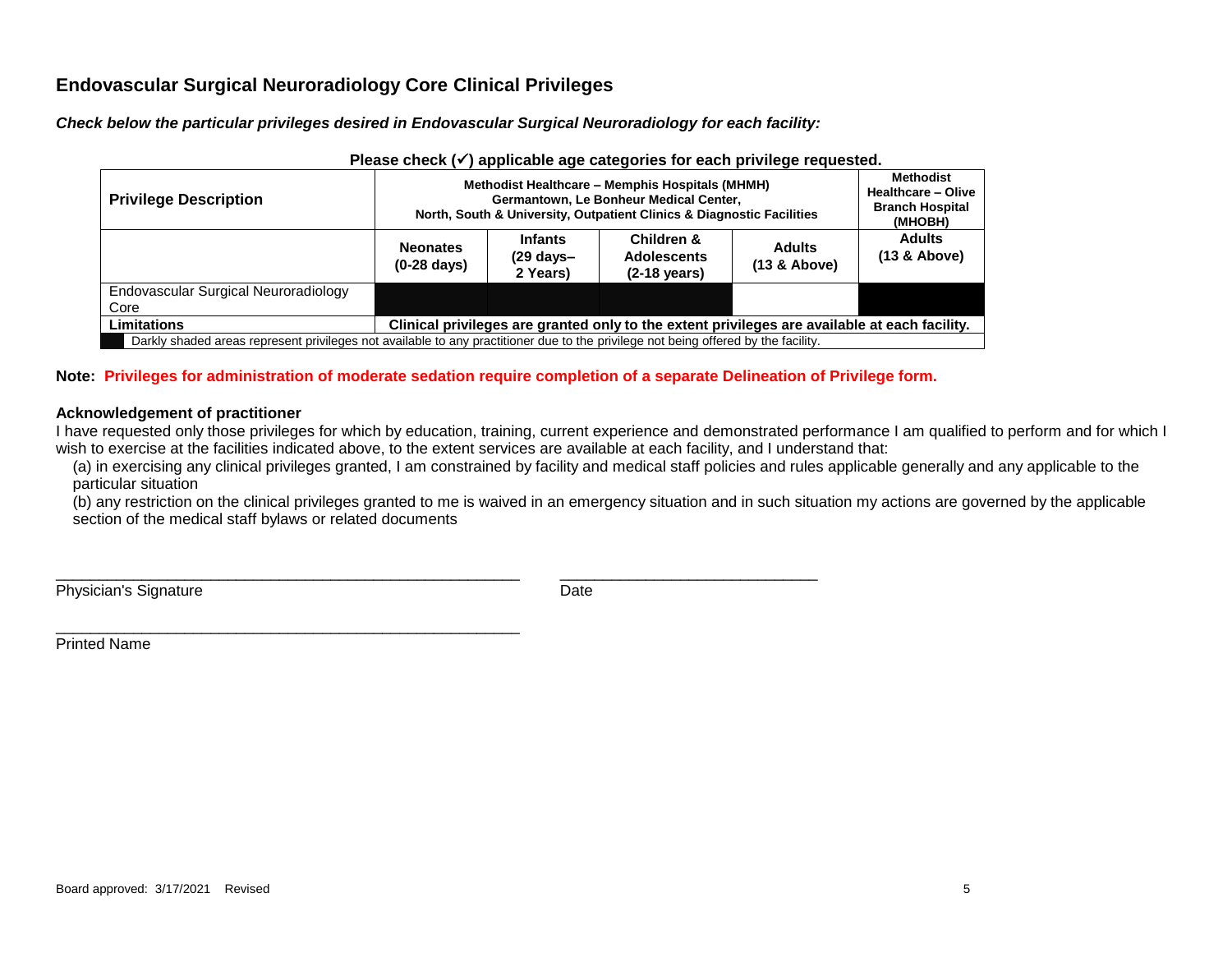## Endovascular Surgical Neuroradiology Core Clinical Privileges

***Check below the particular privileges desired in Endovascular Surgical Neuroradiology for each facility:***

**Please check (✓) applicable age categories for each privilege requested.**

| **Privilege Description** | **Methodist Healthcare – Memphis Hospitals (MHMH) Germantown, Le Bonheur Medical Center, North, South & University, Outpatient Clinics & Diagnostic Facilities** | | | | **Methodist Healthcare – Olive Branch Hospital (MHOBH)** |
|---|---|---|---|---|---|
| | **Neonates (0-28 days)** | **Infants (29 days– 2 Years)** | **Children & Adolescents (2-18 years)** | **Adults (13 & Above)** | **Adults (13 & Above)** |
| Endovascular Surgical Neuroradiology Core | | | | | |
| **Limitations** | **Clinical privileges are granted only to the extent privileges are available at each facility.** | | | | |

Darkly shaded areas represent privileges not available to any practitioner due to the privilege not being offered by the facility.

**Note: Privileges for administration of moderate sedation require completion of a separate Delineation of Privilege form.**

**Acknowledgement of practitioner**

I have requested only those privileges for which by education, training, current experience and demonstrated performance I am qualified to perform and for which I wish to exercise at the facilities indicated above, to the extent services are available at each facility, and I understand that:

(a) in exercising any clinical privileges granted, I am constrained by facility and medical staff policies and rules applicable generally and any applicable to the particular situation

(b) any restriction on the clinical privileges granted to me is waived in an emergency situation and in such situation my actions are governed by the applicable section of the medical staff bylaws or related documents

_______________________________________________________ ______________________________

Physician's Signature Date

_______________________________________________________

Printed Name

Board approved: 3/17/2021 Revised